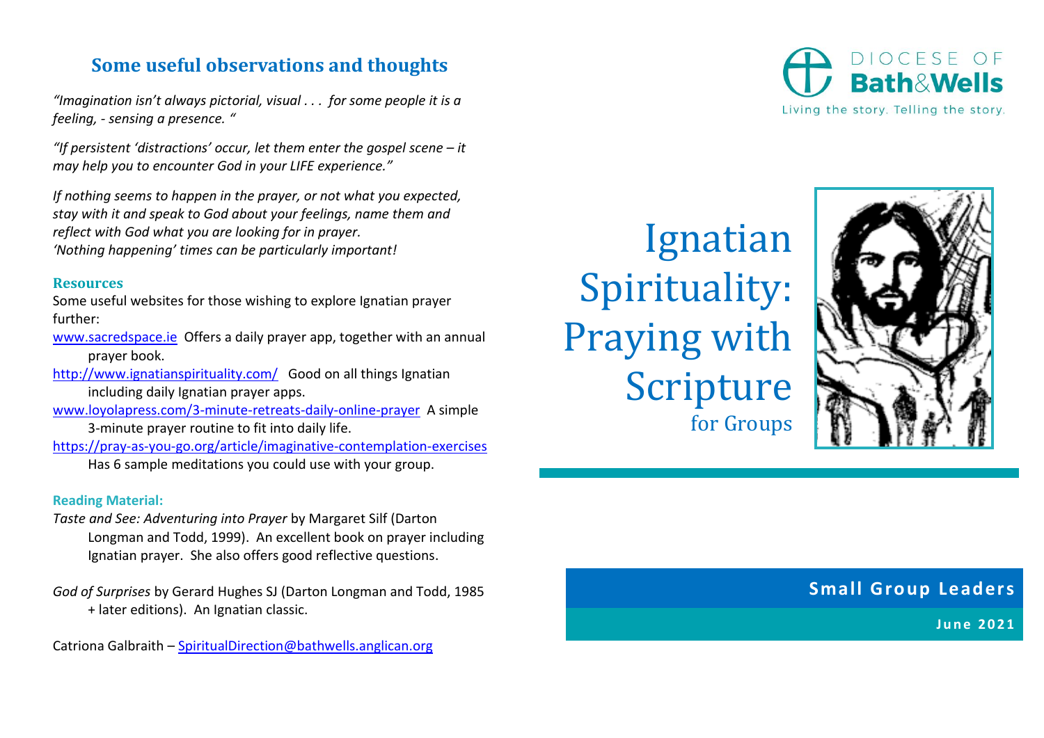## Some useful observations and thoughts

*"Imagination isn't always pictorial, visual . . . for some people it is a feeling, - sensing a presence. "*

*"If persistent 'distractions' occur, let them enter the gospel scene – it may help you to encounter God in your LIFE experience."*

*If nothing seems to happen in the prayer, or not what you expected, stay with it and speak to God about your feelings, name them and reflect with God what you are looking for in prayer.*
*'Nothing happening' times can be particularly important!*

### Resources

Some useful websites for those wishing to explore Ignatian prayer further:

[www.sacredspace.ie](http://www.sacredspace.ie) Offers a daily prayer app, together with an annual prayer book.

[http://www.ignatianspirituality.com/](http://www.ignatianspirituality.com/) Good on all things Ignatian including daily Ignatian prayer apps.

[www.loyolapress.com/3-minute-retreats-daily-online-prayer](http://www.loyolapress.com/3-minute-retreats-daily-online-prayer) A simple 3-minute prayer routine to fit into daily life.

[https://pray-as-you-go.org/article/imaginative-contemplation-exercises](https://pray-as-you-go.org/article/imaginative-contemplation-exercises) Has 6 sample meditations you could use with your group.

### Reading Material:

*Taste and See: Adventuring into Prayer* by Margaret Silf (Darton Longman and Todd, 1999). An excellent book on prayer including Ignatian prayer. She also offers good reflective questions.

*God of Surprises* by Gerard Hughes SJ (Darton Longman and Todd, 1985 + later editions). An Ignatian classic.

Catriona Galbraith – [SpiritualDirection@bathwells.anglican.org](mailto:SpiritualDirection@bathwells.anglican.org)

DIOCESE OF **Bath&Wells**

Living the story. Telling the story.

# Ignatian Spirituality: Praying with Scripture

for Groups

**Small Group Leaders**

**June 2021**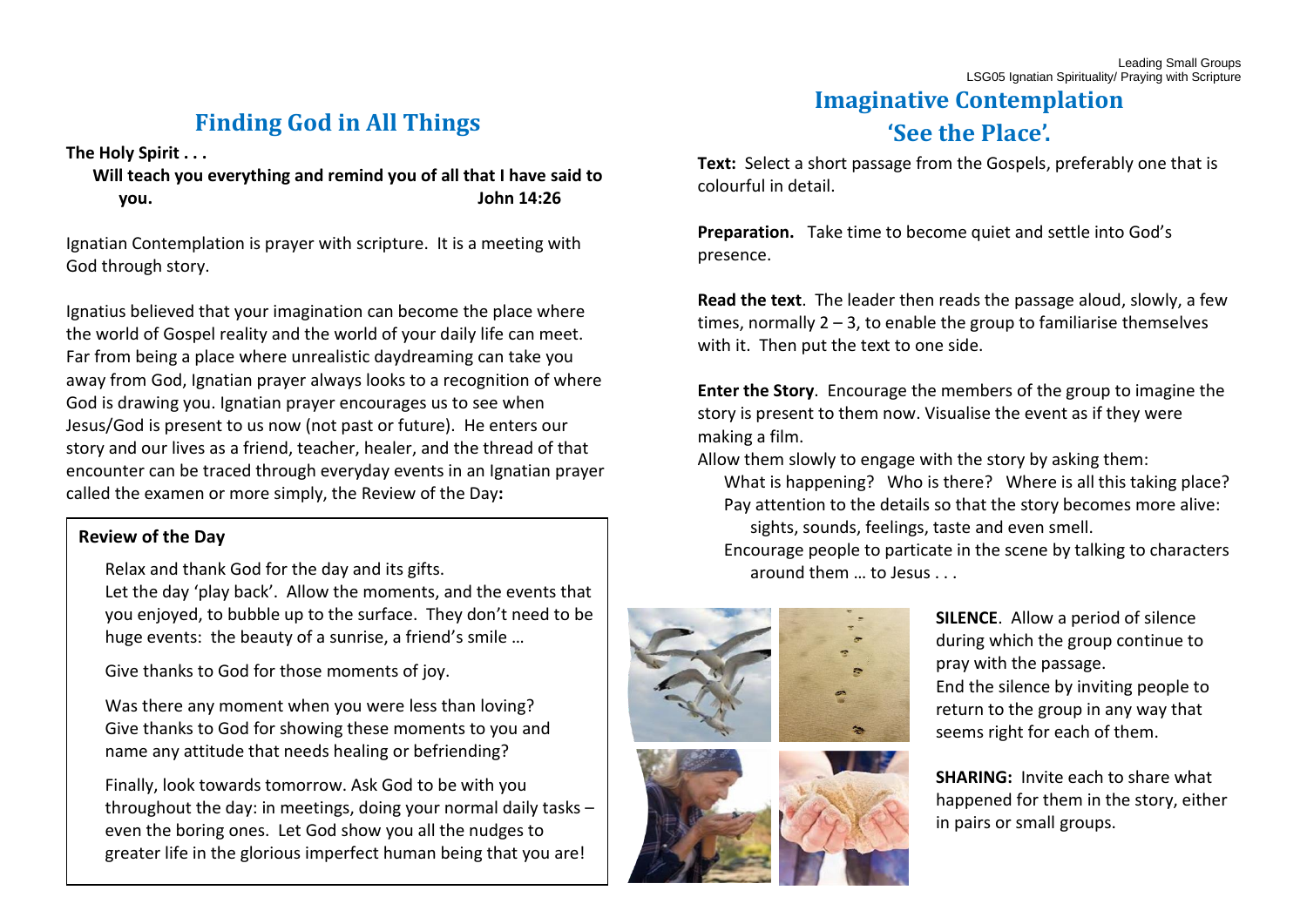# Finding God in All Things

**The Holy Spirit . . .**

**Will teach you everything and remind you of all that I have said to you. John 14:26**

Ignatian Contemplation is prayer with scripture. It is a meeting with God through story.

Ignatius believed that your imagination can become the place where the world of Gospel reality and the world of your daily life can meet. Far from being a place where unrealistic daydreaming can take you away from God, Ignatian prayer always looks to a recognition of where God is drawing you. Ignatian prayer encourages us to see when Jesus/God is present to us now (not past or future). He enters our story and our lives as a friend, teacher, healer, and the thread of that encounter can be traced through everyday events in an Ignatian prayer called the examen or more simply, the Review of the Day**:**

**Review of the Day**

Relax and thank God for the day and its gifts.
Let the day 'play back'. Allow the moments, and the events that you enjoyed, to bubble up to the surface. They don't need to be huge events: the beauty of a sunrise, a friend's smile …

Give thanks to God for those moments of joy.

Was there any moment when you were less than loving?
Give thanks to God for showing these moments to you and name any attitude that needs healing or befriending?

Finally, look towards tomorrow. Ask God to be with you throughout the day: in meetings, doing your normal daily tasks – even the boring ones. Let God show you all the nudges to greater life in the glorious imperfect human being that you are!

# Imaginative Contemplation 'See the Place'.

**Text:** Select a short passage from the Gospels, preferably one that is colourful in detail.

**Preparation.** Take time to become quiet and settle into God's presence.

**Read the text**. The leader then reads the passage aloud, slowly, a few times, normally 2 – 3, to enable the group to familiarise themselves with it. Then put the text to one side.

**Enter the Story**. Encourage the members of the group to imagine the story is present to them now. Visualise the event as if they were making a film.

Allow them slowly to engage with the story by asking them:

What is happening? Who is there? Where is all this taking place?
Pay attention to the details so that the story becomes more alive: sights, sounds, feelings, taste and even smell.
Encourage people to particate in the scene by talking to characters around them … to Jesus . . .

**SILENCE**. Allow a period of silence during which the group continue to pray with the passage.
End the silence by inviting people to return to the group in any way that seems right for each of them.

**SHARING:** Invite each to share what happened for them in the story, either in pairs or small groups.